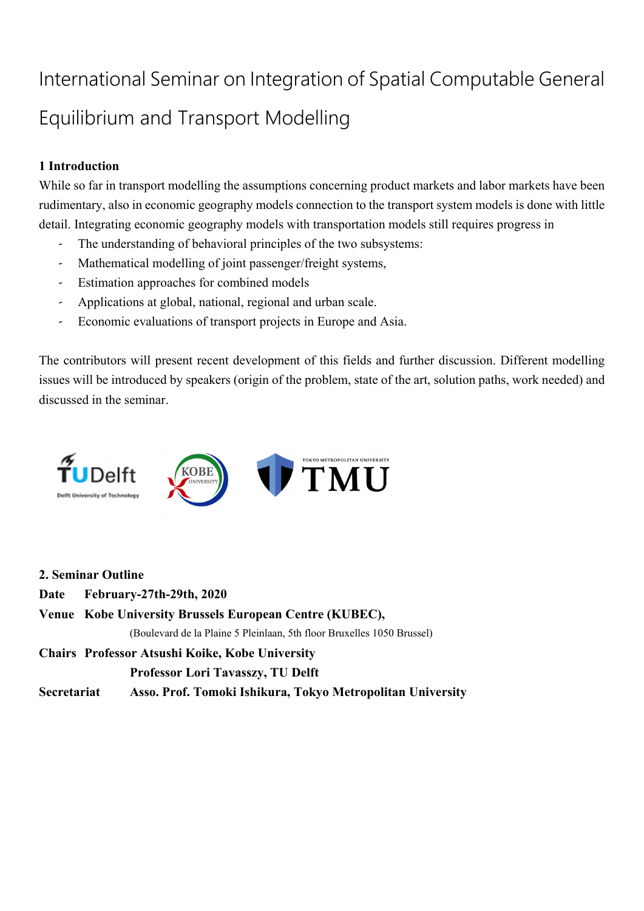# International Seminar on Integration of Spatial Computable General Equilibrium and Transport Modelling

**1 Introduction**

While so far in transport modelling the assumptions concerning product markets and labor markets have been rudimentary, also in economic geography models connection to the transport system models is done with little detail. Integrating economic geography models with transportation models still requires progress in

- The understanding of behavioral principles of the two subsystems:
- Mathematical modelling of joint passenger/freight systems,
- Estimation approaches for combined models
- Applications at global, national, regional and urban scale.
- Economic evaluations of transport projects in Europe and Asia.

The contributors will present recent development of this fields and further discussion. Different modelling issues will be introduced by speakers (origin of the problem, state of the art, solution paths, work needed) and discussed in the seminar.

**2. Seminar Outline**

**Date** **February-27th-29th, 2020**

**Venue** **Kobe University Brussels European Centre (KUBEC),**

(Boulevard de la Plaine 5 Pleinlaan, 5th floor Bruxelles 1050 Brussel)

**Chairs** **Professor Atsushi Koike, Kobe University**

**Professor Lori Tavasszy, TU Delft**

**Secretariat** **Asso. Prof. Tomoki Ishikura, Tokyo Metropolitan University**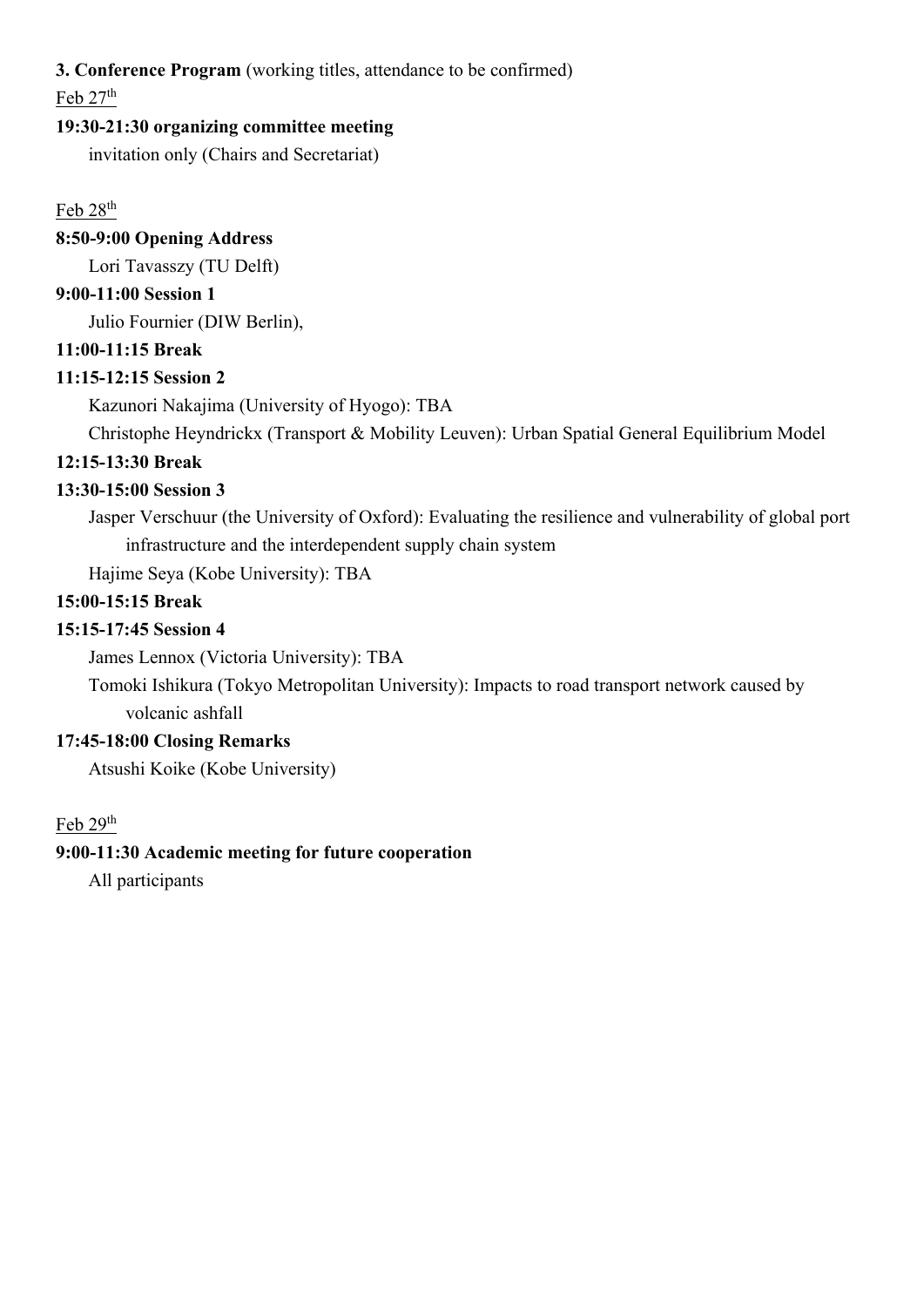**3. Conference Program** (working titles, attendance to be confirmed)

Feb 27th

**19:30-21:30 organizing committee meeting**

invitation only (Chairs and Secretariat)

Feb 28th

**8:50-9:00 Opening Address**

Lori Tavasszy (TU Delft)

**9:00-11:00 Session 1**

Julio Fournier (DIW Berlin),

**11:00-11:15 Break**

**11:15-12:15 Session 2**

Kazunori Nakajima (University of Hyogo): TBA

Christophe Heyndrickx (Transport & Mobility Leuven): Urban Spatial General Equilibrium Model

**12:15-13:30 Break**

**13:30-15:00 Session 3**

Jasper Verschuur (the University of Oxford): Evaluating the resilience and vulnerability of global port infrastructure and the interdependent supply chain system

Hajime Seya (Kobe University): TBA

**15:00-15:15 Break**

**15:15-17:45 Session 4**

James Lennox (Victoria University): TBA

Tomoki Ishikura (Tokyo Metropolitan University): Impacts to road transport network caused by volcanic ashfall

**17:45-18:00 Closing Remarks**

Atsushi Koike (Kobe University)

Feb 29th

**9:00-11:30 Academic meeting for future cooperation**

All participants